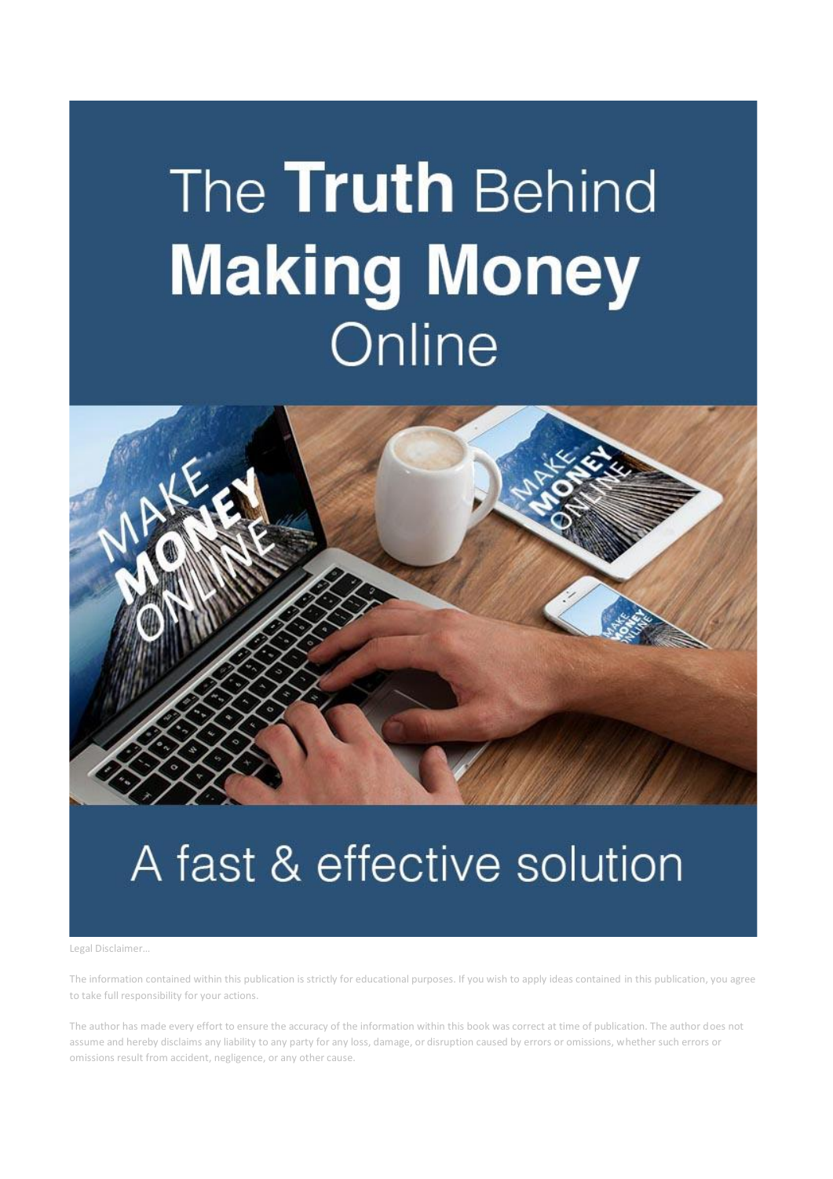# The Truth Behind Making Money Online

## A fast & effective solution

Legal Disclaimer…

The information contained within this publication is strictly for educational purposes. If you wish to apply ideas contained in this publication, you agree to take full responsibility for your actions.

The author has made every effort to ensure the accuracy of the information within this book was correct at time of publication. The author does not assume and hereby disclaims any liability to any party for any loss, damage, or disruption caused by errors or omissions, whether such errors or omissions result from accident, negligence, or any other cause.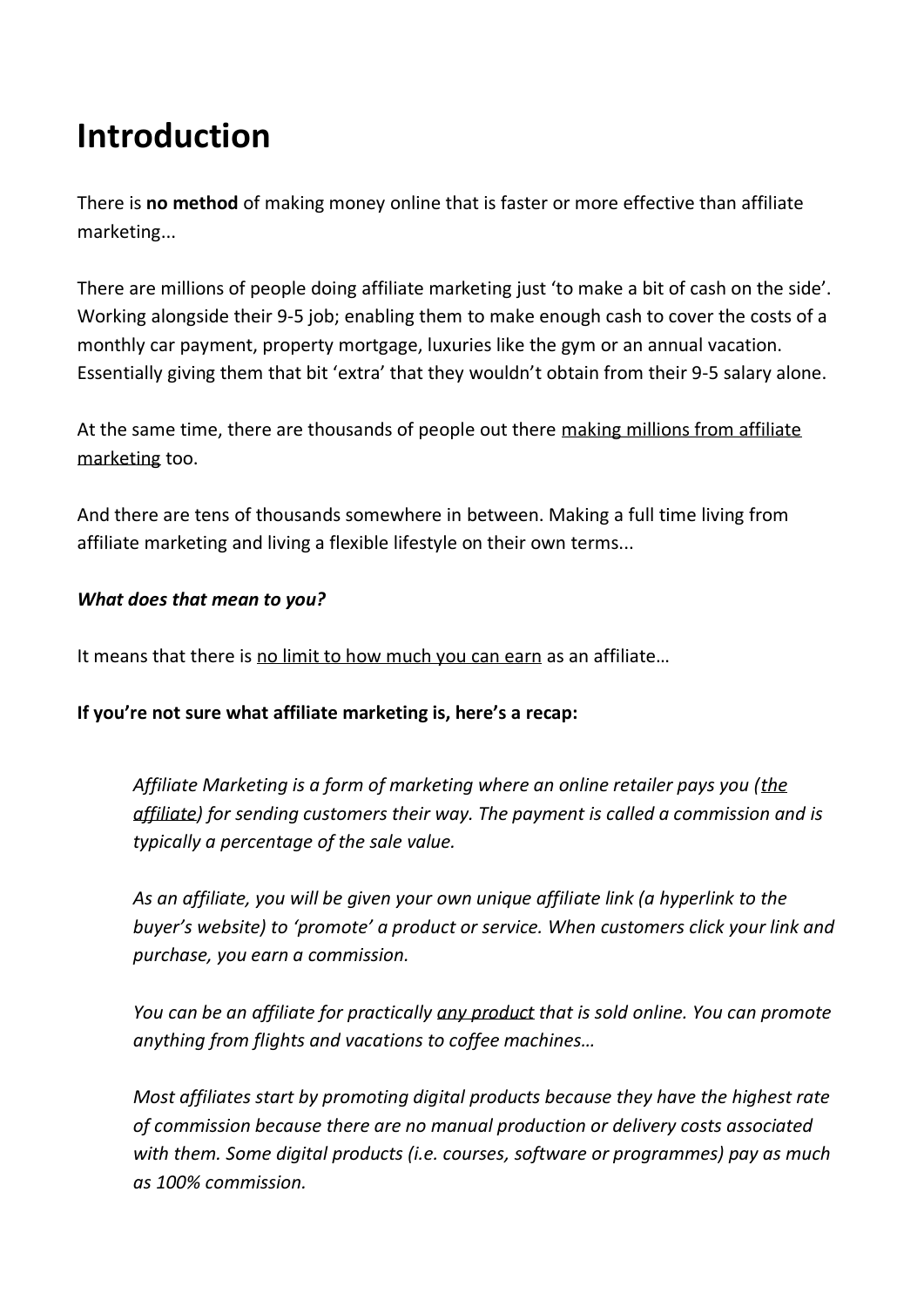# Introduction

There is **no method** of making money online that is faster or more effective than affiliate marketing...

There are millions of people doing affiliate marketing just 'to make a bit of cash on the side'. Working alongside their 9-5 job; enabling them to make enough cash to cover the costs of a monthly car payment, property mortgage, luxuries like the gym or an annual vacation. Essentially giving them that bit 'extra' that they wouldn't obtain from their 9-5 salary alone.

At the same time, there are thousands of people out there making millions from affiliate marketing too.

And there are tens of thousands somewhere in between. Making a full time living from affiliate marketing and living a flexible lifestyle on their own terms...

***What does that mean to you?***

It means that there is no limit to how much you can earn as an affiliate…

**If you're not sure what affiliate marketing is, here's a recap:**

> *Affiliate Marketing is a form of marketing where an online retailer pays you (the affiliate) for sending customers their way. The payment is called a commission and is typically a percentage of the sale value.*
>
> *As an affiliate, you will be given your own unique affiliate link (a hyperlink to the buyer's website) to 'promote' a product or service. When customers click your link and purchase, you earn a commission.*
>
> *You can be an affiliate for practically any product that is sold online. You can promote anything from flights and vacations to coffee machines…*
>
> *Most affiliates start by promoting digital products because they have the highest rate of commission because there are no manual production or delivery costs associated with them. Some digital products (i.e. courses, software or programmes) pay as much as 100% commission.*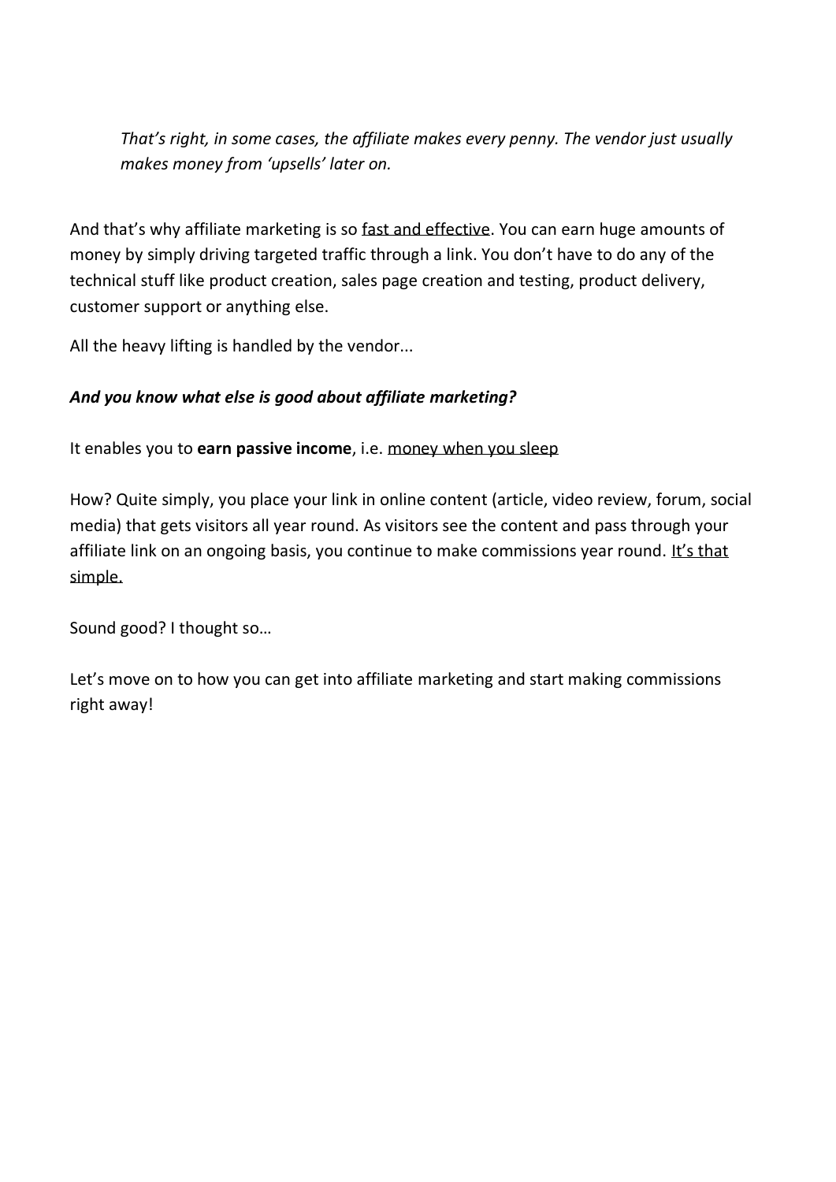> *That's right, in some cases, the affiliate makes every penny. The vendor just usually makes money from 'upsells' later on.*

And that's why affiliate marketing is so <u>fast and effective</u>. You can earn huge amounts of money by simply driving targeted traffic through a link. You don't have to do any of the technical stuff like product creation, sales page creation and testing, product delivery, customer support or anything else.

All the heavy lifting is handled by the vendor...

***And you know what else is good about affiliate marketing?***

It enables you to **earn passive income**, i.e. <u>money when you sleep</u>

How? Quite simply, you place your link in online content (article, video review, forum, social media) that gets visitors all year round. As visitors see the content and pass through your affiliate link on an ongoing basis, you continue to make commissions year round. <u>It's that simple.</u>

Sound good? I thought so…

Let's move on to how you can get into affiliate marketing and start making commissions right away!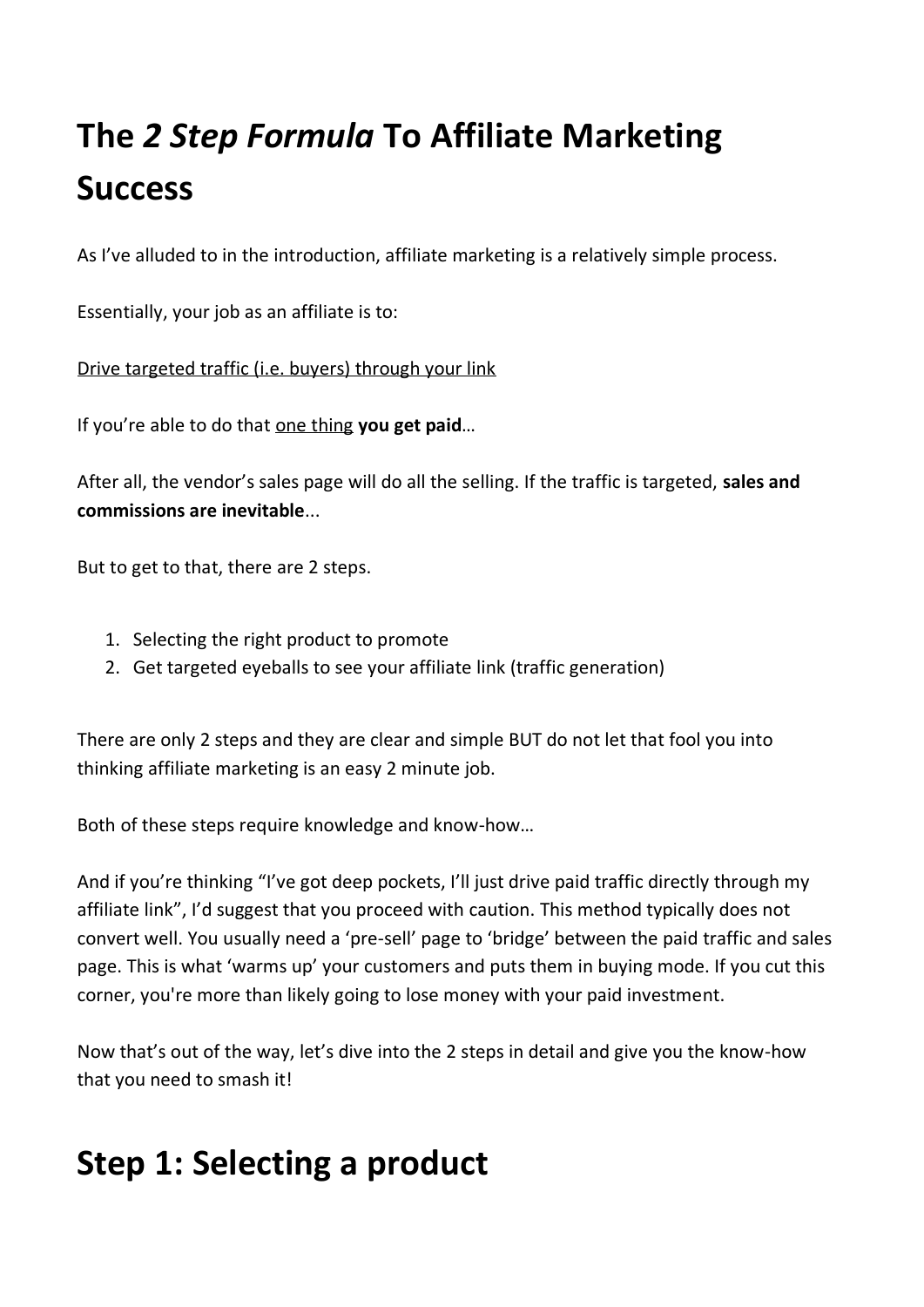# The *2 Step Formula* To Affiliate Marketing Success

As I've alluded to in the introduction, affiliate marketing is a relatively simple process.

Essentially, your job as an affiliate is to:

<u>Drive targeted traffic (i.e. buyers) through your link</u>

If you're able to do that <u>one thing</u> **you get paid**…

After all, the vendor's sales page will do all the selling. If the traffic is targeted, **sales and commissions are inevitable**...

But to get to that, there are 2 steps.

1. Selecting the right product to promote
2. Get targeted eyeballs to see your affiliate link (traffic generation)

There are only 2 steps and they are clear and simple BUT do not let that fool you into thinking affiliate marketing is an easy 2 minute job.

Both of these steps require knowledge and know-how…

And if you're thinking "I've got deep pockets, I'll just drive paid traffic directly through my affiliate link", I'd suggest that you proceed with caution. This method typically does not convert well. You usually need a 'pre-sell' page to 'bridge' between the paid traffic and sales page. This is what 'warms up' your customers and puts them in buying mode. If you cut this corner, you're more than likely going to lose money with your paid investment.

Now that's out of the way, let's dive into the 2 steps in detail and give you the know-how that you need to smash it!

# Step 1: Selecting a product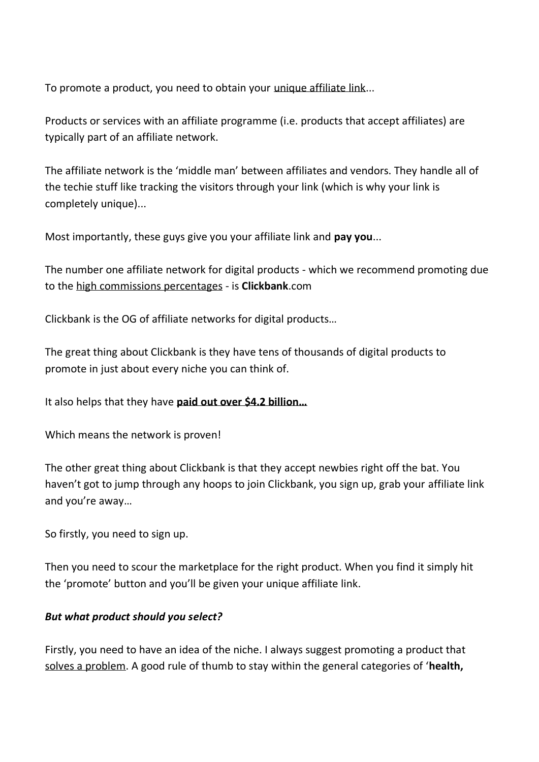To promote a product, you need to obtain your <u>unique affiliate link</u>...

Products or services with an affiliate programme (i.e. products that accept affiliates) are typically part of an affiliate network.

The affiliate network is the 'middle man' between affiliates and vendors. They handle all of the techie stuff like tracking the visitors through your link (which is why your link is completely unique)...

Most importantly, these guys give you your affiliate link and **pay you**...

The number one affiliate network for digital products - which we recommend promoting due to the <u>high commissions percentages</u> - is **Clickbank**.com

Clickbank is the OG of affiliate networks for digital products…

The great thing about Clickbank is they have tens of thousands of digital products to promote in just about every niche you can think of.

It also helps that they have **<u>paid out over $4.2 billion…</u>**

Which means the network is proven!

The other great thing about Clickbank is that they accept newbies right off the bat. You haven't got to jump through any hoops to join Clickbank, you sign up, grab your affiliate link and you're away…

So firstly, you need to sign up.

Then you need to scour the marketplace for the right product. When you find it simply hit the 'promote' button and you'll be given your unique affiliate link.

***But what product should you select?***

Firstly, you need to have an idea of the niche. I always suggest promoting a product that <u>solves a problem</u>. A good rule of thumb to stay within the general categories of '**health,**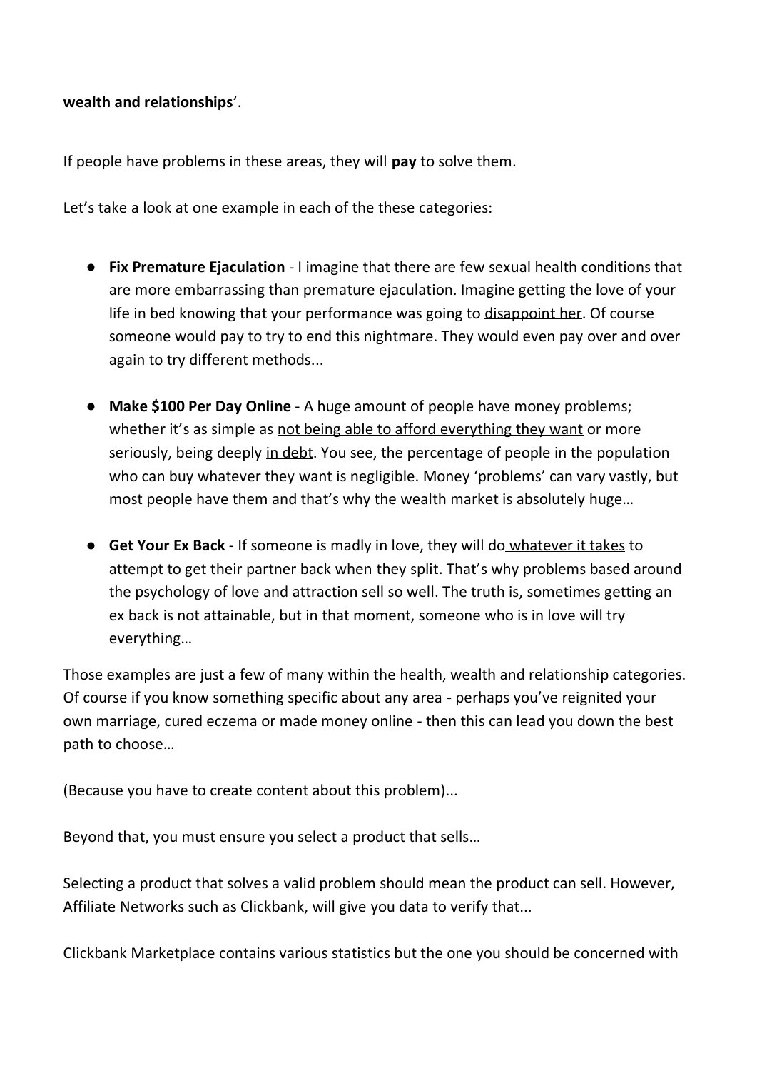**wealth and relationships**'.

If people have problems in these areas, they will **pay** to solve them.

Let's take a look at one example in each of the these categories:

- **Fix Premature Ejaculation** - I imagine that there are few sexual health conditions that are more embarrassing than premature ejaculation. Imagine getting the love of your life in bed knowing that your performance was going to disappoint her. Of course someone would pay to try to end this nightmare. They would even pay over and over again to try different methods...

- **Make $100 Per Day Online** - A huge amount of people have money problems; whether it's as simple as not being able to afford everything they want or more seriously, being deeply in debt. You see, the percentage of people in the population who can buy whatever they want is negligible. Money 'problems' can vary vastly, but most people have them and that's why the wealth market is absolutely huge…

- **Get Your Ex Back** - If someone is madly in love, they will do whatever it takes to attempt to get their partner back when they split. That's why problems based around the psychology of love and attraction sell so well. The truth is, sometimes getting an ex back is not attainable, but in that moment, someone who is in love will try everything…

Those examples are just a few of many within the health, wealth and relationship categories. Of course if you know something specific about any area - perhaps you've reignited your own marriage, cured eczema or made money online - then this can lead you down the best path to choose…

(Because you have to create content about this problem)...

Beyond that, you must ensure you select a product that sells…

Selecting a product that solves a valid problem should mean the product can sell. However, Affiliate Networks such as Clickbank, will give you data to verify that...

Clickbank Marketplace contains various statistics but the one you should be concerned with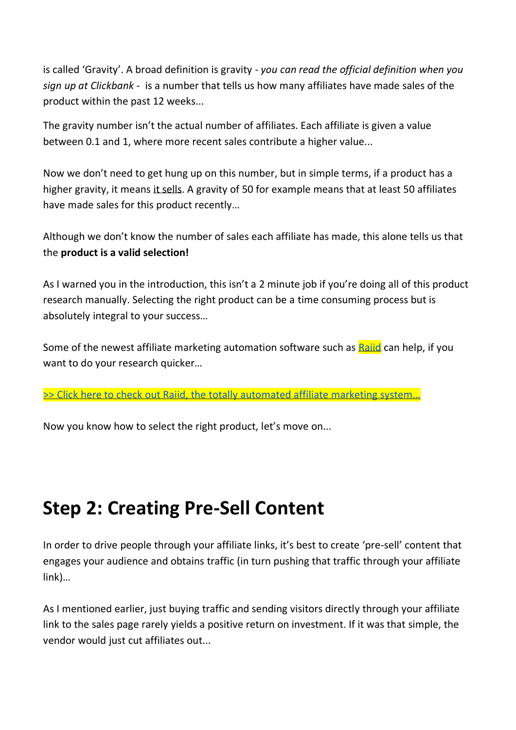is called 'Gravity'. A broad definition is gravity - *you can read the official definition when you sign up at Clickbank* - is a number that tells us how many affiliates have made sales of the product within the past 12 weeks...

The gravity number isn't the actual number of affiliates. Each affiliate is given a value between 0.1 and 1, where more recent sales contribute a higher value...

Now we don't need to get hung up on this number, but in simple terms, if a product has a higher gravity, it means <u>it sells</u>. A gravity of 50 for example means that at least 50 affiliates have made sales for this product recently…

Although we don't know the number of sales each affiliate has made, this alone tells us that the **product is a valid selection!**

As I warned you in the introduction, this isn't a 2 minute job if you're doing all of this product research manually. Selecting the right product can be a time consuming process but is absolutely integral to your success…

Some of the newest affiliate marketing automation software such as Raiid can help, if you want to do your research quicker…

>> Click here to check out Raiid, the totally automated affiliate marketing system…

Now you know how to select the right product, let's move on...

# Step 2: Creating Pre-Sell Content

In order to drive people through your affiliate links, it's best to create 'pre-sell' content that engages your audience and obtains traffic (in turn pushing that traffic through your affiliate link)…

As I mentioned earlier, just buying traffic and sending visitors directly through your affiliate link to the sales page rarely yields a positive return on investment. If it was that simple, the vendor would just cut affiliates out...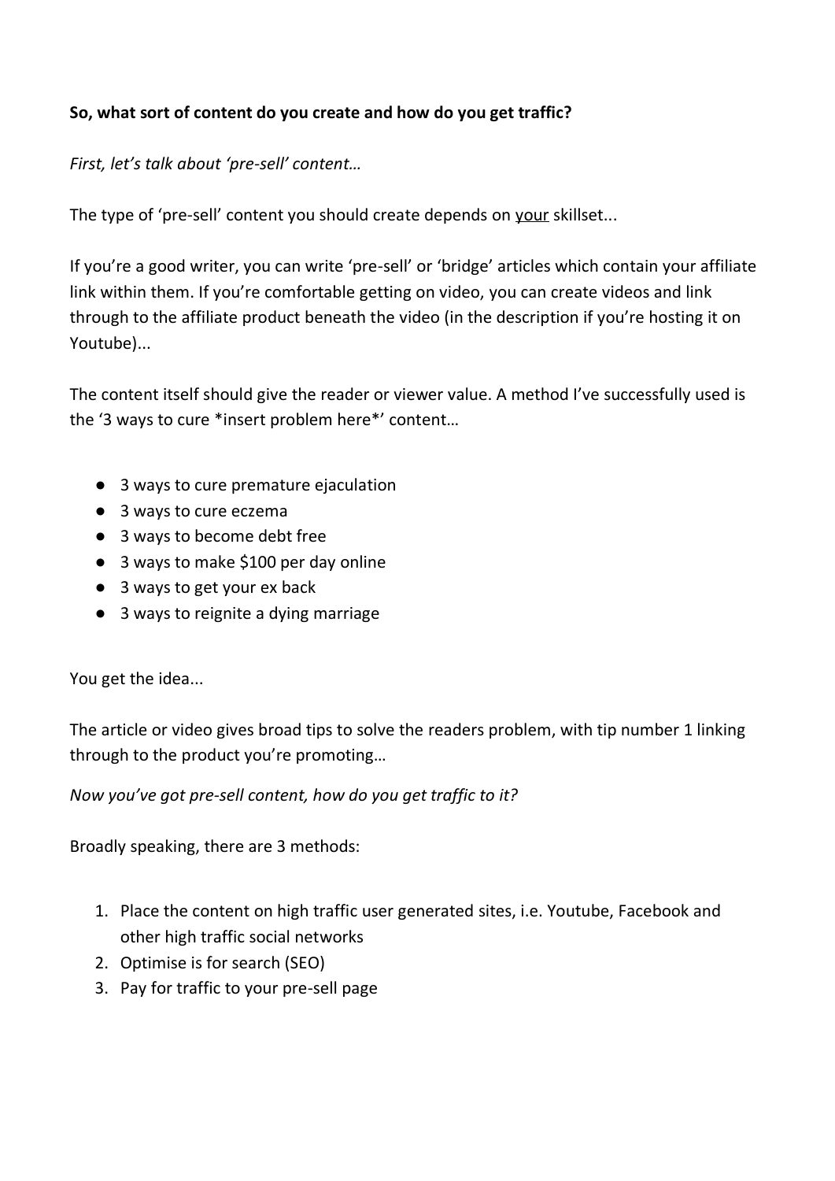**So, what sort of content do you create and how do you get traffic?**

*First, let's talk about 'pre-sell' content…*

The type of 'pre-sell' content you should create depends on <u>your</u> skillset...

If you're a good writer, you can write 'pre-sell' or 'bridge' articles which contain your affiliate link within them. If you're comfortable getting on video, you can create videos and link through to the affiliate product beneath the video (in the description if you're hosting it on Youtube)...

The content itself should give the reader or viewer value. A method I've successfully used is the '3 ways to cure *insert problem here*' content…

- 3 ways to cure premature ejaculation
- 3 ways to cure eczema
- 3 ways to become debt free
- 3 ways to make $100 per day online
- 3 ways to get your ex back
- 3 ways to reignite a dying marriage

You get the idea...

The article or video gives broad tips to solve the readers problem, with tip number 1 linking through to the product you're promoting…

*Now you've got pre-sell content, how do you get traffic to it?*

Broadly speaking, there are 3 methods:

1. Place the content on high traffic user generated sites, i.e. Youtube, Facebook and other high traffic social networks
2. Optimise is for search (SEO)
3. Pay for traffic to your pre-sell page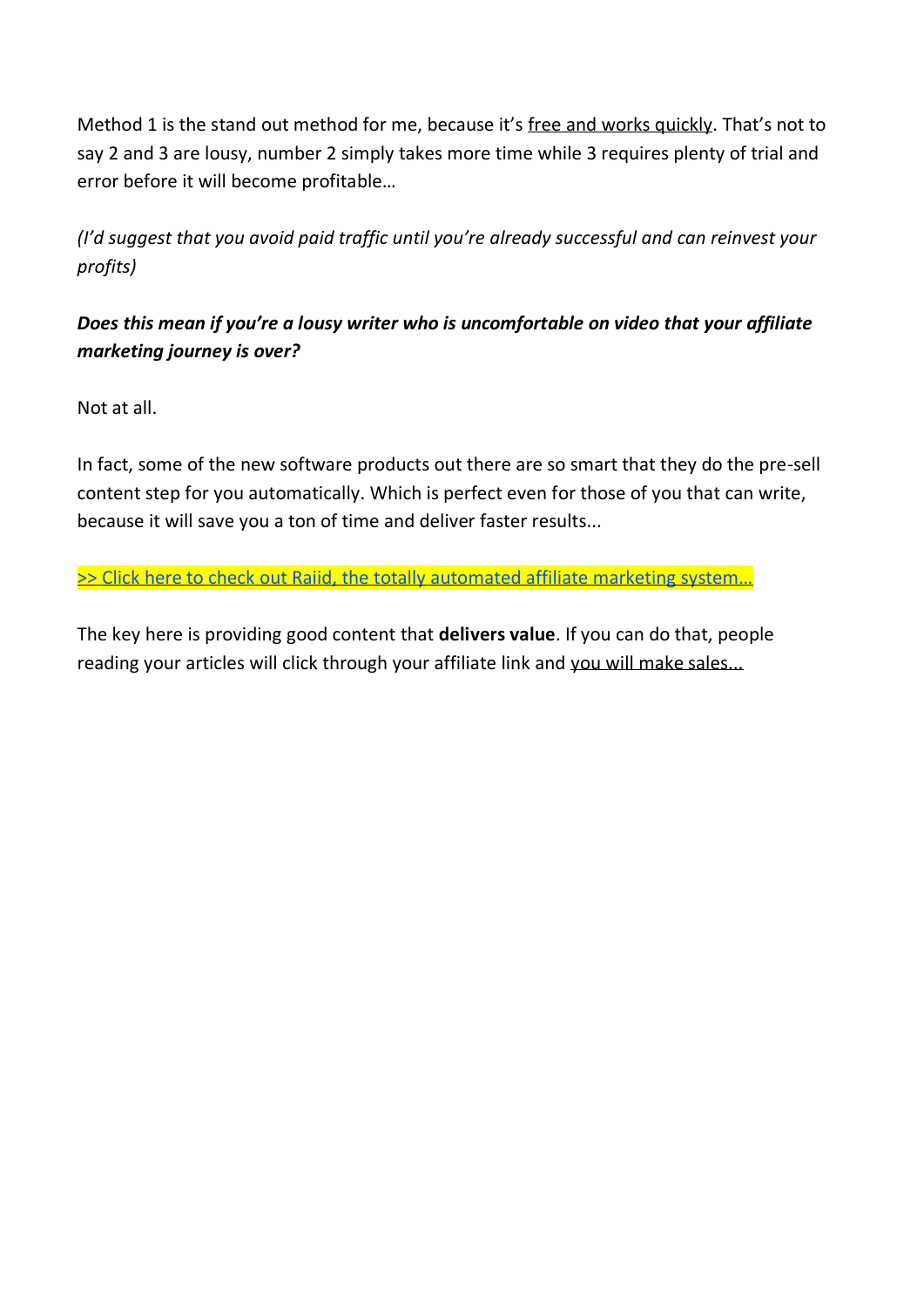Method 1 is the stand out method for me, because it's <u>free and works quickly</u>. That's not to say 2 and 3 are lousy, number 2 simply takes more time while 3 requires plenty of trial and error before it will become profitable…

*(I'd suggest that you avoid paid traffic until you're already successful and can reinvest your profits)*

***Does this mean if you're a lousy writer who is uncomfortable on video that your affiliate marketing journey is over?***

Not at all.

In fact, some of the new software products out there are so smart that they do the pre-sell content step for you automatically. Which is perfect even for those of you that can write, because it will save you a ton of time and deliver faster results...

>> Click here to check out Raiid, the totally automated affiliate marketing system…

The key here is providing good content that **delivers value**. If you can do that, people reading your articles will click through your affiliate link and <u>you will make sales...</u>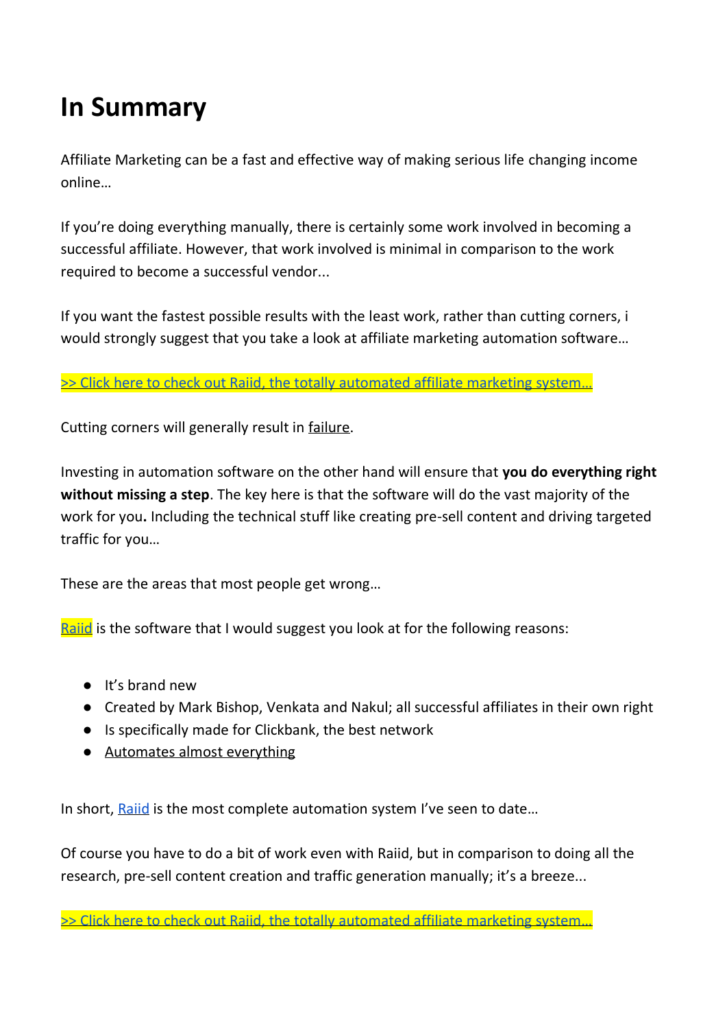# In Summary

Affiliate Marketing can be a fast and effective way of making serious life changing income online…

If you're doing everything manually, there is certainly some work involved in becoming a successful affiliate. However, that work involved is minimal in comparison to the work required to become a successful vendor...

If you want the fastest possible results with the least work, rather than cutting corners, i would strongly suggest that you take a look at affiliate marketing automation software…

>> Click here to check out Raiid, the totally automated affiliate marketing system…

Cutting corners will generally result in failure.

Investing in automation software on the other hand will ensure that **you do everything right without missing a step**. The key here is that the software will do the vast majority of the work for you**.** Including the technical stuff like creating pre-sell content and driving targeted traffic for you…

These are the areas that most people get wrong…

Raiid is the software that I would suggest you look at for the following reasons:

- It's brand new
- Created by Mark Bishop, Venkata and Nakul; all successful affiliates in their own right
- Is specifically made for Clickbank, the best network
- Automates almost everything

In short, Raiid is the most complete automation system I've seen to date…

Of course you have to do a bit of work even with Raiid, but in comparison to doing all the research, pre-sell content creation and traffic generation manually; it's a breeze...

>> Click here to check out Raiid, the totally automated affiliate marketing system…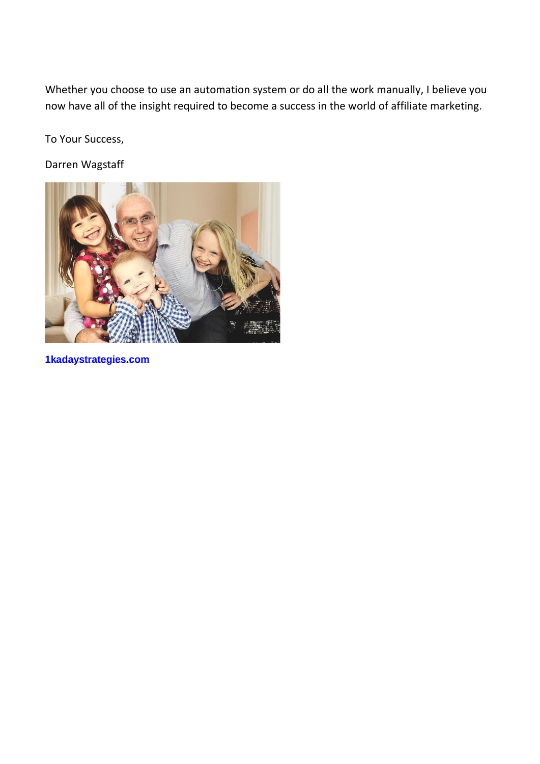Whether you choose to use an automation system or do all the work manually, I believe you now have all of the insight required to become a success in the world of affiliate marketing.

To Your Success,

Darren Wagstaff

**1kadaystrategies.com**